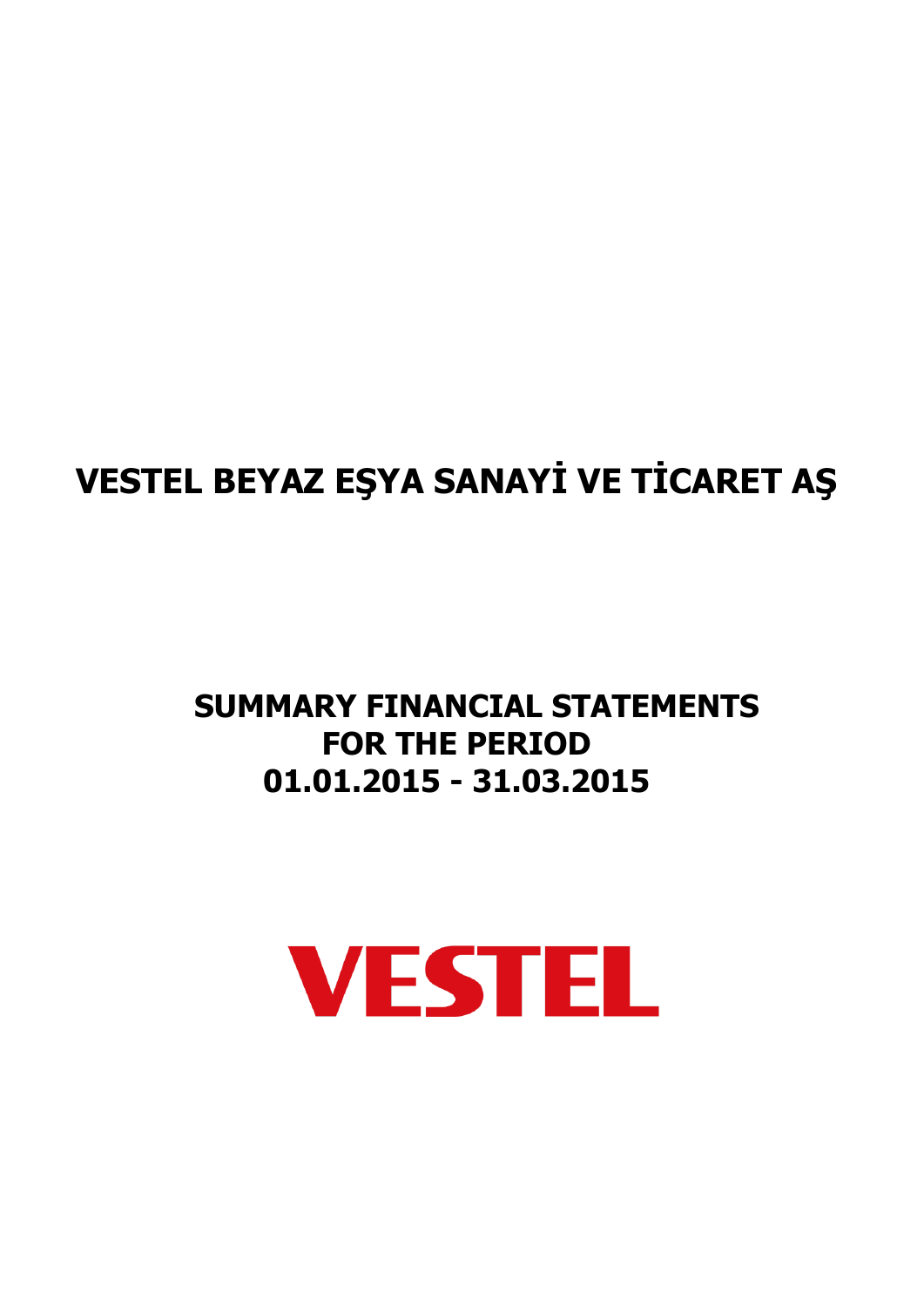# VESTEL BEYAZ EŞYA SANAYİ VE TİCARET AŞ

## SUMMARY FINANCIAL STATEMENTS FOR THE PERIOD 01.01.2015 - 31.03.2015

VESTEL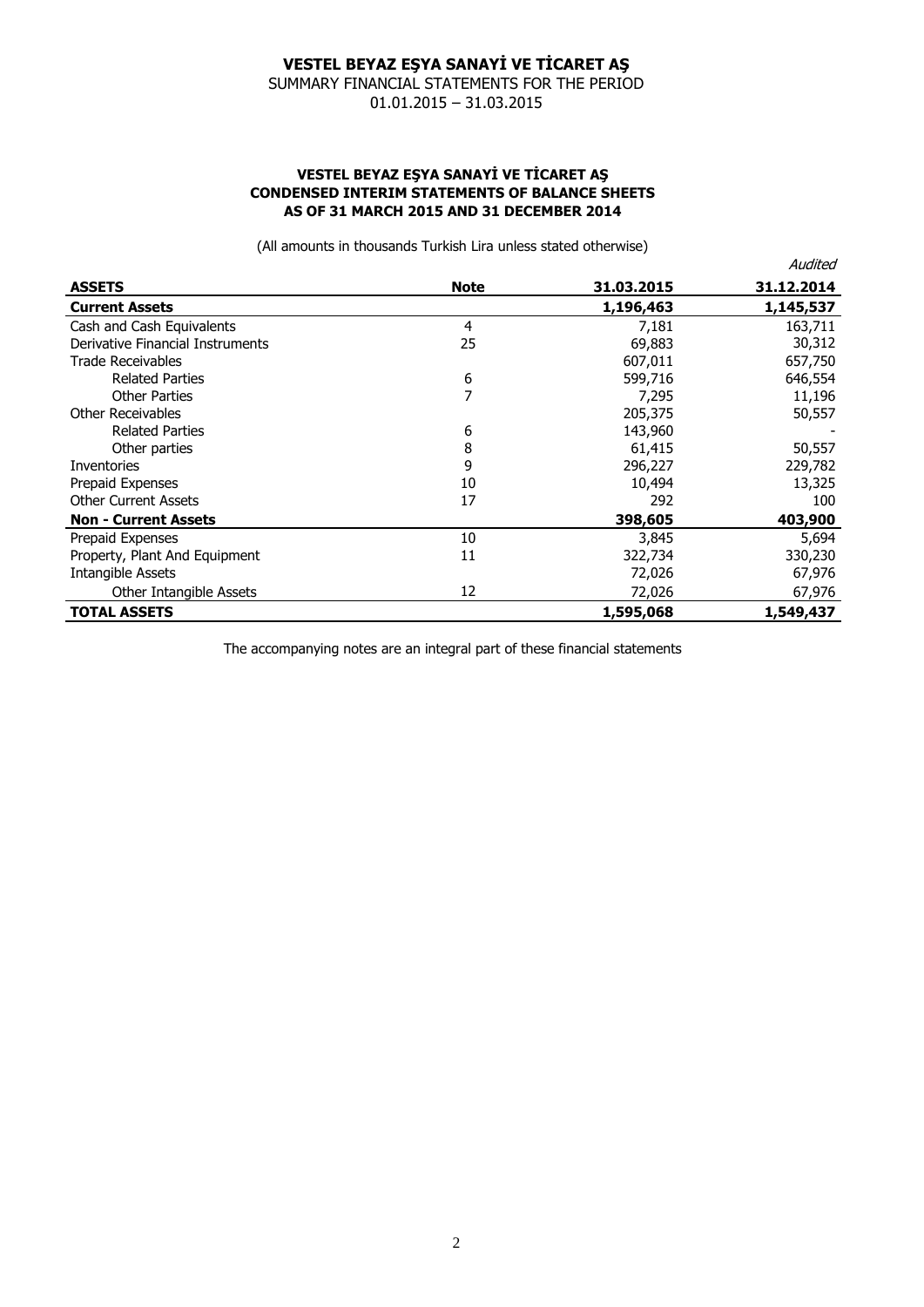# VESTEL BEYAZ EŞYA SANAYİ VE TİCARET AŞ

SUMMARY FINANCIAL STATEMENTS FOR THE PERIOD
01.01.2015 – 31.03.2015

## VESTEL BEYAZ EŞYA SANAYİ VE TİCARET AŞ
## CONDENSED INTERIM STATEMENTS OF BALANCE SHEETS
## AS OF 31 MARCH 2015 AND 31 DECEMBER 2014

(All amounts in thousands Turkish Lira unless stated otherwise)

| | | | *Audited* |
|---|---|---|---|
| **ASSETS** | **Note** | **31.03.2015** | **31.12.2014** |
| **Current Assets** | | **1,196,463** | **1,145,537** |
| Cash and Cash Equivalents | 4 | 7,181 | 163,711 |
| Derivative Financial Instruments | 25 | 69,883 | 30,312 |
| Trade Receivables | | 607,011 | 657,750 |
| Related Parties | 6 | 599,716 | 646,554 |
| Other Parties | 7 | 7,295 | 11,196 |
| Other Receivables | | 205,375 | 50,557 |
| Related Parties | 6 | 143,960 | - |
| Other parties | 8 | 61,415 | 50,557 |
| Inventories | 9 | 296,227 | 229,782 |
| Prepaid Expenses | 10 | 10,494 | 13,325 |
| Other Current Assets | 17 | 292 | 100 |
| **Non - Current Assets** | | **398,605** | **403,900** |
| Prepaid Expenses | 10 | 3,845 | 5,694 |
| Property, Plant And Equipment | 11 | 322,734 | 330,230 |
| Intangible Assets | | 72,026 | 67,976 |
| Other Intangible Assets | 12 | 72,026 | 67,976 |
| **TOTAL ASSETS** | | **1,595,068** | **1,549,437** |

The accompanying notes are an integral part of these financial statements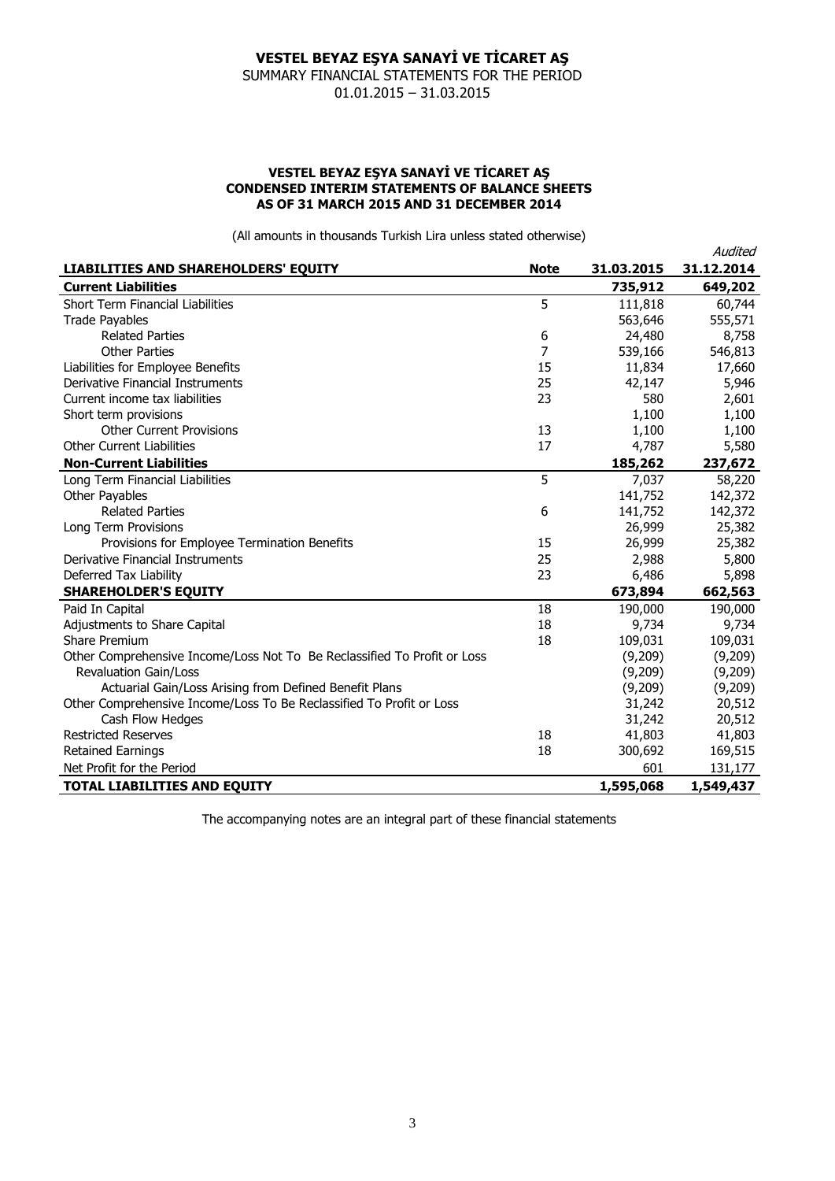# VESTEL BEYAZ EŞYA SANAYİ VE TİCARET AŞ

SUMMARY FINANCIAL STATEMENTS FOR THE PERIOD
01.01.2015 – 31.03.2015

### VESTEL BEYAZ EŞYA SANAYİ VE TİCARET AŞ
### CONDENSED INTERIM STATEMENTS OF BALANCE SHEETS
### AS OF 31 MARCH 2015 AND 31 DECEMBER 2014

(All amounts in thousands Turkish Lira unless stated otherwise)

| LIABILITIES AND SHAREHOLDERS' EQUITY | Note | 31.03.2015 | *Audited* 31.12.2014 |
|---|---|---|---|
| **Current Liabilities** | | **735,912** | **649,202** |
| Short Term Financial Liabilities | 5 | 111,818 | 60,744 |
| Trade Payables | | 563,646 | 555,571 |
| Related Parties | 6 | 24,480 | 8,758 |
| Other Parties | 7 | 539,166 | 546,813 |
| Liabilities for Employee Benefits | 15 | 11,834 | 17,660 |
| Derivative Financial Instruments | 25 | 42,147 | 5,946 |
| Current income tax liabilities | 23 | 580 | 2,601 |
| Short term provisions | | 1,100 | 1,100 |
| Other Current Provisions | 13 | 1,100 | 1,100 |
| Other Current Liabilities | 17 | 4,787 | 5,580 |
| **Non-Current Liabilities** | | **185,262** | **237,672** |
| Long Term Financial Liabilities | 5 | 7,037 | 58,220 |
| Other Payables | | 141,752 | 142,372 |
| Related Parties | 6 | 141,752 | 142,372 |
| Long Term Provisions | | 26,999 | 25,382 |
| Provisions for Employee Termination Benefits | 15 | 26,999 | 25,382 |
| Derivative Financial Instruments | 25 | 2,988 | 5,800 |
| Deferred Tax Liability | 23 | 6,486 | 5,898 |
| **SHAREHOLDER'S EQUITY** | | **673,894** | **662,563** |
| Paid In Capital | 18 | 190,000 | 190,000 |
| Adjustments to Share Capital | 18 | 9,734 | 9,734 |
| Share Premium | 18 | 109,031 | 109,031 |
| Other Comprehensive Income/Loss Not To Be Reclassified To Profit or Loss | | (9,209) | (9,209) |
| Revaluation Gain/Loss | | (9,209) | (9,209) |
| Actuarial Gain/Loss Arising from Defined Benefit Plans | | (9,209) | (9,209) |
| Other Comprehensive Income/Loss To Be Reclassified To Profit or Loss | | 31,242 | 20,512 |
| Cash Flow Hedges | | 31,242 | 20,512 |
| Restricted Reserves | 18 | 41,803 | 41,803 |
| Retained Earnings | 18 | 300,692 | 169,515 |
| Net Profit for the Period | | 601 | 131,177 |
| **TOTAL LIABILITIES AND EQUITY** | | **1,595,068** | **1,549,437** |

The accompanying notes are an integral part of these financial statements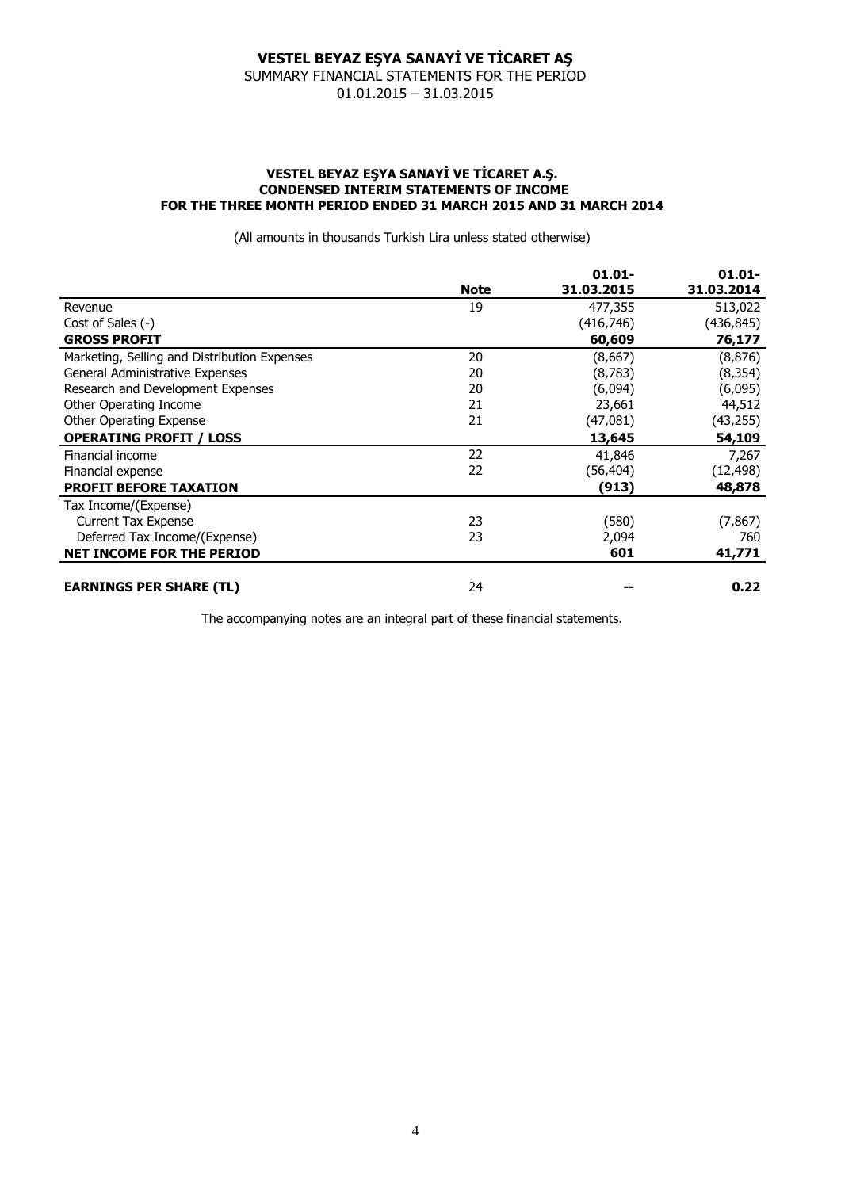# VESTEL BEYAZ EŞYA SANAYİ VE TİCARET AŞ

SUMMARY FINANCIAL STATEMENTS FOR THE PERIOD
01.01.2015 – 31.03.2015

### VESTEL BEYAZ EŞYA SANAYİ VE TİCARET A.Ş.
### CONDENSED INTERIM STATEMENTS OF INCOME
### FOR THE THREE MONTH PERIOD ENDED 31 MARCH 2015 AND 31 MARCH 2014

(All amounts in thousands Turkish Lira unless stated otherwise)

| | Note | 01.01-31.03.2015 | 01.01-31.03.2014 |
|---|---|---|---|
| Revenue | 19 | 477,355 | 513,022 |
| Cost of Sales (-) | | (416,746) | (436,845) |
| **GROSS PROFIT** | | **60,609** | **76,177** |
| Marketing, Selling and Distribution Expenses | 20 | (8,667) | (8,876) |
| General Administrative Expenses | 20 | (8,783) | (8,354) |
| Research and Development Expenses | 20 | (6,094) | (6,095) |
| Other Operating Income | 21 | 23,661 | 44,512 |
| Other Operating Expense | 21 | (47,081) | (43,255) |
| **OPERATING PROFIT / LOSS** | | **13,645** | **54,109** |
| Financial income | 22 | 41,846 | 7,267 |
| Financial expense | 22 | (56,404) | (12,498) |
| **PROFIT BEFORE TAXATION** | | **(913)** | **48,878** |
| Tax Income/(Expense) | | | |
| Current Tax Expense | 23 | (580) | (7,867) |
| Deferred Tax Income/(Expense) | 23 | 2,094 | 760 |
| **NET INCOME FOR THE PERIOD** | | **601** | **41,771** |
| **EARNINGS PER SHARE (TL)** | 24 | **--** | **0.22** |

The accompanying notes are an integral part of these financial statements.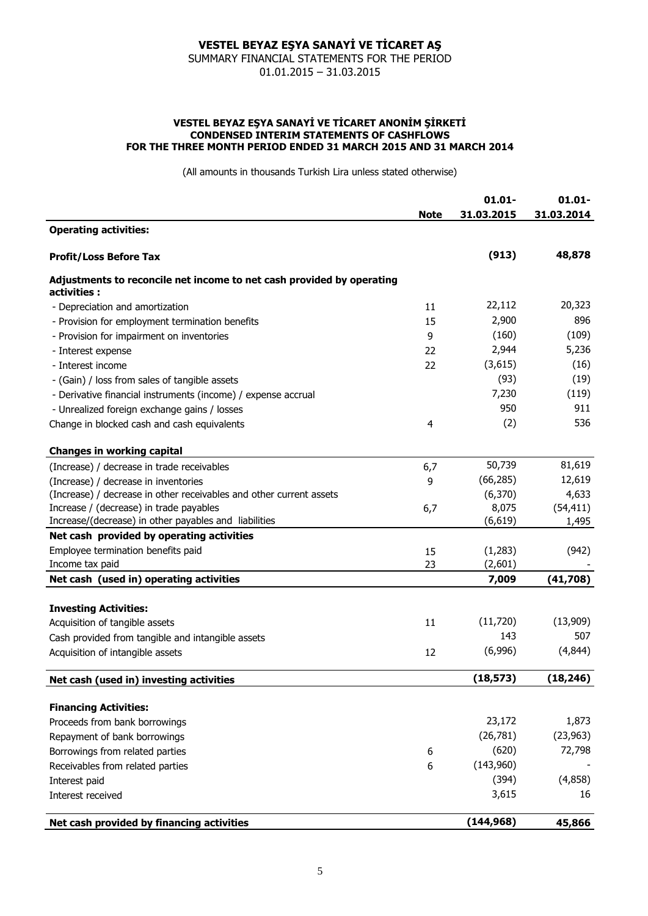# VESTEL BEYAZ EŞYA SANAYİ VE TİCARET AŞ

SUMMARY FINANCIAL STATEMENTS FOR THE PERIOD

01.01.2015 – 31.03.2015

## VESTEL BEYAZ EŞYA SANAYİ VE TİCARET ANONİM ŞİRKETİ
## CONDENSED INTERIM STATEMENTS OF CASHFLOWS
## FOR THE THREE MONTH PERIOD ENDED 31 MARCH 2015 AND 31 MARCH 2014

(All amounts in thousands Turkish Lira unless stated otherwise)

| | Note | 01.01-31.03.2015 | 01.01-31.03.2014 |
|---|---|---|---|
| **Operating activities:** | | | |
| **Profit/Loss Before Tax** | | **(913)** | **48,878** |
| **Adjustments to reconcile net income to net cash provided by operating activities :** | | | |
| - Depreciation and amortization | 11 | 22,112 | 20,323 |
| - Provision for employment termination benefits | 15 | 2,900 | 896 |
| - Provision for impairment on inventories | 9 | (160) | (109) |
| - Interest expense | 22 | 2,944 | 5,236 |
| - Interest income | 22 | (3,615) | (16) |
| - (Gain) / loss from sales of tangible assets | | (93) | (19) |
| - Derivative financial instruments (income) / expense accrual | | 7,230 | (119) |
| - Unrealized foreign exchange gains / losses | | 950 | 911 |
| Change in blocked cash and cash equivalents | 4 | (2) | 536 |
| **Changes in working capital** | | | |
| (Increase) / decrease in trade receivables | 6,7 | 50,739 | 81,619 |
| (Increase) / decrease in inventories | 9 | (66,285) | 12,619 |
| (Increase) / decrease in other receivables and other current assets | | (6,370) | 4,633 |
| Increase / (decrease) in trade payables | 6,7 | 8,075 | (54,411) |
| Increase/(decrease) in other payables and liabilities | | (6,619) | 1,495 |
| **Net cash provided by operating activities** | | | |
| Employee termination benefits paid | 15 | (1,283) | (942) |
| Income tax paid | 23 | (2,601) | - |
| **Net cash (used in) operating activities** | | **7,009** | **(41,708)** |
| **Investing Activities:** | | | |
| Acquisition of tangible assets | 11 | (11,720) | (13,909) |
| Cash provided from tangible and intangible assets | | 143 | 507 |
| Acquisition of intangible assets | 12 | (6,996) | (4,844) |
| **Net cash (used in) investing activities** | | **(18,573)** | **(18,246)** |
| **Financing Activities:** | | | |
| Proceeds from bank borrowings | | 23,172 | 1,873 |
| Repayment of bank borrowings | | (26,781) | (23,963) |
| Borrowings from related parties | 6 | (620) | 72,798 |
| Receivables from related parties | 6 | (143,960) | - |
| Interest paid | | (394) | (4,858) |
| Interest received | | 3,615 | 16 |
| **Net cash provided by financing activities** | | **(144,968)** | **45,866** |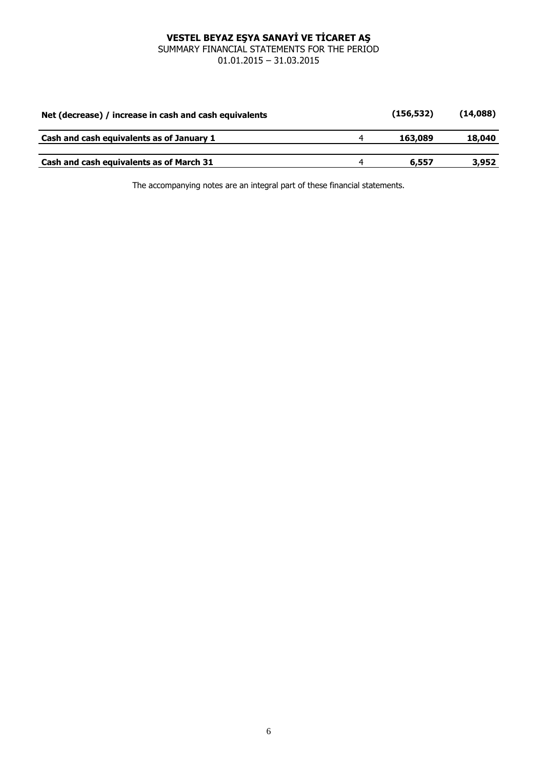**VESTEL BEYAZ EŞYA SANAYİ VE TİCARET AŞ**
SUMMARY FINANCIAL STATEMENTS FOR THE PERIOD
01.01.2015 – 31.03.2015

| | | | |
|---|---|---|---|
| **Net (decrease) / increase in cash and cash equivalents** | | **(156,532)** | **(14,088)** |
| **Cash and cash equivalents as of January 1** | 4 | **163,089** | **18,040** |
| **Cash and cash equivalents as of March 31** | 4 | **6,557** | **3,952** |

The accompanying notes are an integral part of these financial statements.